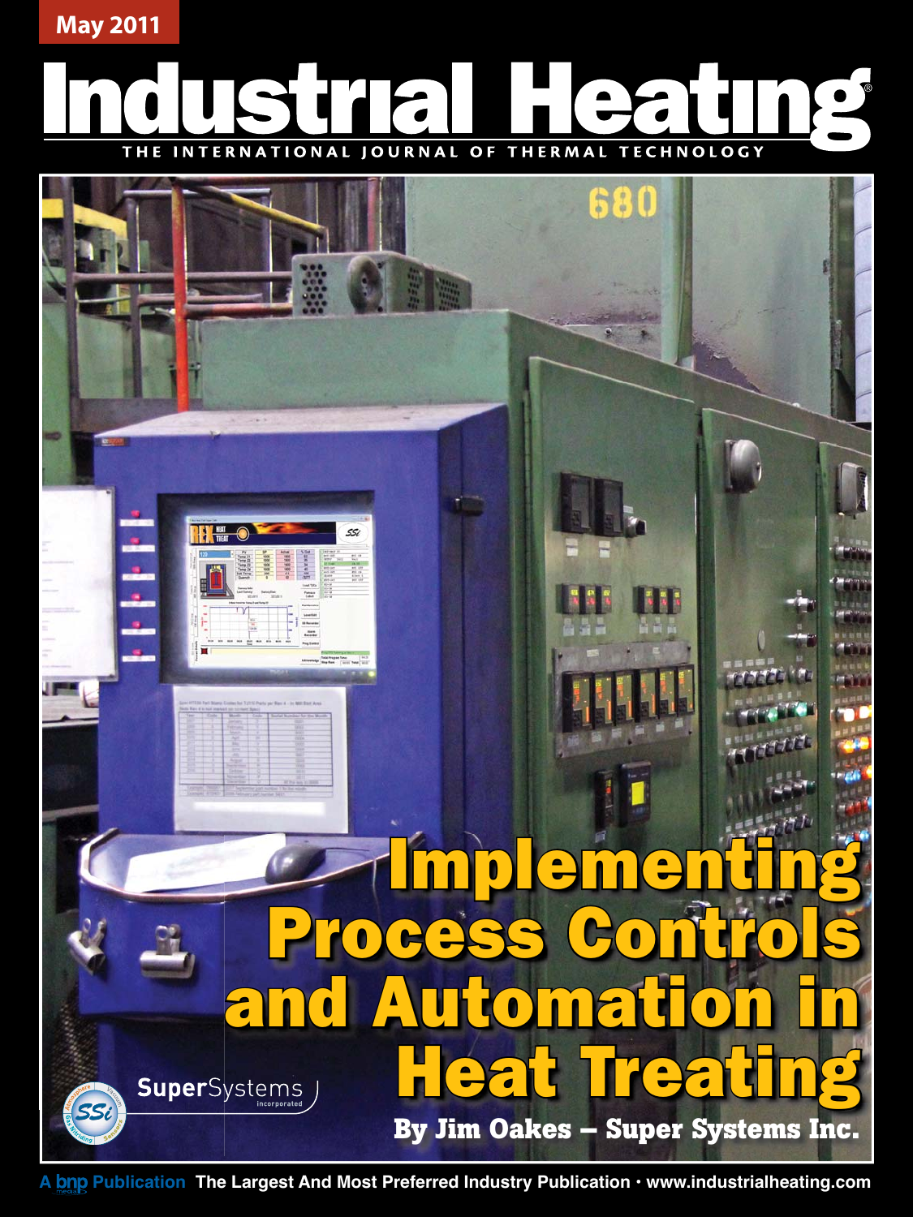May 2011

# Industrial Heating

THE INTERNATIONAL JOURNAL OF THERMAL TECHNOLOGY

## Implementing Process Controls and Automation in Heat Treating

**By Jim Oakes – Super Systems Inc.**

A bnp Publication The Largest And Most Preferred Industry Publication • www.industrialheating.com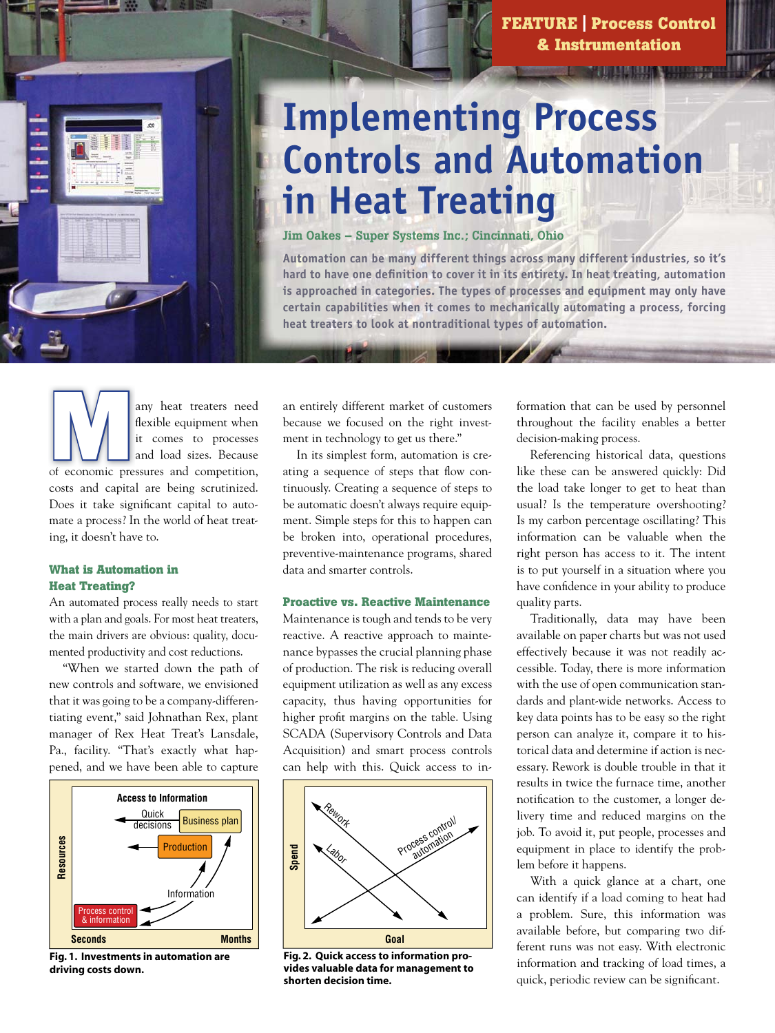FEATURE | Process Control & Instrumentation

# Implementing Process Controls and Automation in Heat Treating

**Jim Oakes – Super Systems Inc.; Cincinnati, Ohio**

**Automation can be many different things across many different industries, so it's hard to have one definition to cover it in its entirety. In heat treating, automation is approached in categories. The types of processes and equipment may only have certain capabilities when it comes to mechanically automating a process, forcing heat treaters to look at nontraditional types of automation.**

Many heat treaters need flexible equipment when it comes to processes and load sizes. Because of economic pressures and competition, costs and capital are being scrutinized. Does it take significant capital to automate a process? In the world of heat treating, it doesn't have to.

### What is Automation in Heat Treating?

An automated process really needs to start with a plan and goals. For most heat treaters, the main drivers are obvious: quality, documented productivity and cost reductions.

"When we started down the path of new controls and software, we envisioned that it was going to be a company-differentiating event," said Johnathan Rex, plant manager of Rex Heat Treat's Lansdale, Pa., facility. "That's exactly what happened, and we have been able to capture an entirely different market of customers because we focused on the right investment in technology to get us there."

In its simplest form, automation is creating a sequence of steps that flow continuously. Creating a sequence of steps to be automatic doesn't always require equipment. Simple steps for this to happen can be broken into, operational procedures, preventive-maintenance programs, shared data and smarter controls.

Access to Information
Quick decisions
Business plan
Production
Information
Process control & information
Resources
Seconds
Months

**Fig. 1. Investments in automation are driving costs down.**

### Proactive vs. Reactive Maintenance

Maintenance is tough and tends to be very reactive. A reactive approach to maintenance bypasses the crucial planning phase of production. The risk is reducing overall equipment utilization as well as any excess capacity, thus having opportunities for higher profit margins on the table. Using SCADA (Supervisory Controls and Data Acquisition) and smart process controls can help with this. Quick access to information that can be used by personnel throughout the facility enables a better decision-making process.

Rework
Labor
Process control/ automation
Spend
Goal

**Fig. 2. Quick access to information provides valuable data for management to shorten decision time.**

Referencing historical data, questions like these can be answered quickly: Did the load take longer to get to heat than usual? Is the temperature overshooting? Is my carbon percentage oscillating? This information can be valuable when the right person has access to it. The intent is to put yourself in a situation where you have confidence in your ability to produce quality parts.

Traditionally, data may have been available on paper charts but was not used effectively because it was not readily accessible. Today, there is more information with the use of open communication standards and plant-wide networks. Access to key data points has to be easy so the right person can analyze it, compare it to historical data and determine if action is necessary. Rework is double trouble in that it results in twice the furnace time, another notification to the customer, a longer delivery time and reduced margins on the job. To avoid it, put people, processes and equipment in place to identify the problem before it happens.

With a quick glance at a chart, one can identify if a load coming to heat had a problem. Sure, this information was available before, but comparing two different runs was not easy. With electronic information and tracking of load times, a quick, periodic review can be significant.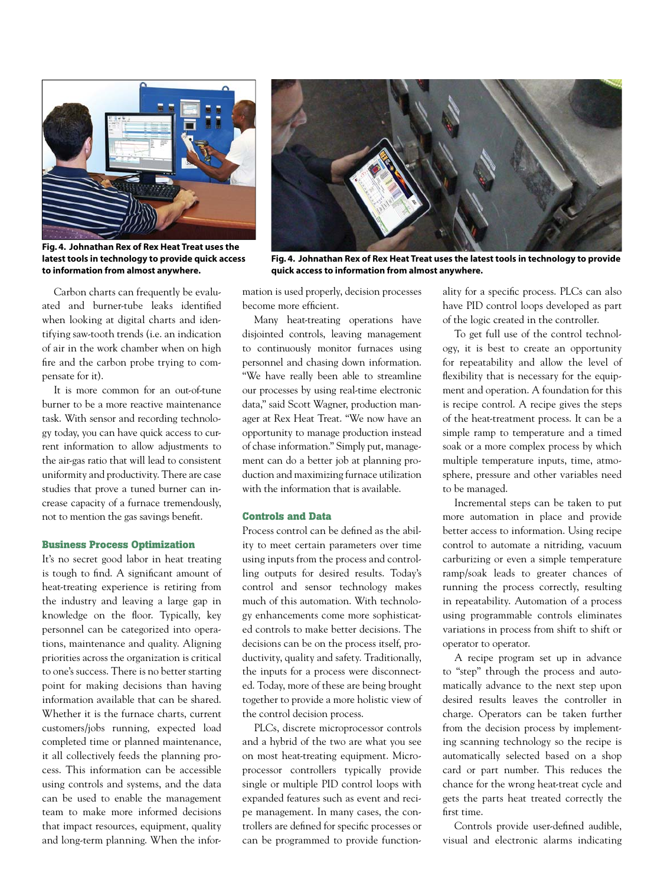Fig. 4. Johnathan Rex of Rex Heat Treat uses the latest tools in technology to provide quick access to information from almost anywhere.

Fig. 4. Johnathan Rex of Rex Heat Treat uses the latest tools in technology to provide quick access to information from almost anywhere.

Carbon charts can frequently be evaluated and burner-tube leaks identified when looking at digital charts and identifying saw-tooth trends (i.e. an indication of air in the work chamber when on high fire and the carbon probe trying to compensate for it).

It is more common for an out-of-tune burner to be a more reactive maintenance task. With sensor and recording technology today, you can have quick access to current information to allow adjustments to the air-gas ratio that will lead to consistent uniformity and productivity. There are case studies that prove a tuned burner can increase capacity of a furnace tremendously, not to mention the gas savings benefit.

## Business Process Optimization

It's no secret good labor in heat treating is tough to find. A significant amount of heat-treating experience is retiring from the industry and leaving a large gap in knowledge on the floor. Typically, key personnel can be categorized into operations, maintenance and quality. Aligning priorities across the organization is critical to one's success. There is no better starting point for making decisions than having information available that can be shared. Whether it is the furnace charts, current customers/jobs running, expected load completed time or planned maintenance, it all collectively feeds the planning process. This information can be accessible using controls and systems, and the data can be used to enable the management team to make more informed decisions that impact resources, equipment, quality and long-term planning. When the information is used properly, decision processes become more efficient.

Many heat-treating operations have disjointed controls, leaving management to continuously monitor furnaces using personnel and chasing down information. "We have really been able to streamline our processes by using real-time electronic data," said Scott Wagner, production manager at Rex Heat Treat. "We now have an opportunity to manage production instead of chase information." Simply put, management can do a better job at planning production and maximizing furnace utilization with the information that is available.

## Controls and Data

Process control can be defined as the ability to meet certain parameters over time using inputs from the process and controlling outputs for desired results. Today's control and sensor technology makes much of this automation. With technology enhancements come more sophisticated controls to make better decisions. The decisions can be on the process itself, productivity, quality and safety. Traditionally, the inputs for a process were disconnected. Today, more of these are being brought together to provide a more holistic view of the control decision process.

PLCs, discrete microprocessor controls and a hybrid of the two are what you see on most heat-treating equipment. Microprocessor controllers typically provide single or multiple PID control loops with expanded features such as event and recipe management. In many cases, the controllers are defined for specific processes or can be programmed to provide functionality for a specific process. PLCs can also have PID control loops developed as part of the logic created in the controller.

To get full use of the control technology, it is best to create an opportunity for repeatability and allow the level of flexibility that is necessary for the equipment and operation. A foundation for this is recipe control. A recipe gives the steps of the heat-treatment process. It can be a simple ramp to temperature and a timed soak or a more complex process by which multiple temperature inputs, time, atmosphere, pressure and other variables need to be managed.

Incremental steps can be taken to put more automation in place and provide better access to information. Using recipe control to automate a nitriding, vacuum carburizing or even a simple temperature ramp/soak leads to greater chances of running the process correctly, resulting in repeatability. Automation of a process using programmable controls eliminates variations in process from shift to shift or operator to operator.

A recipe program set up in advance to "step" through the process and automatically advance to the next step upon desired results leaves the controller in charge. Operators can be taken further from the decision process by implementing scanning technology so the recipe is automatically selected based on a shop card or part number. This reduces the chance for the wrong heat-treat cycle and gets the parts heat treated correctly the first time.

Controls provide user-defined audible, visual and electronic alarms indicating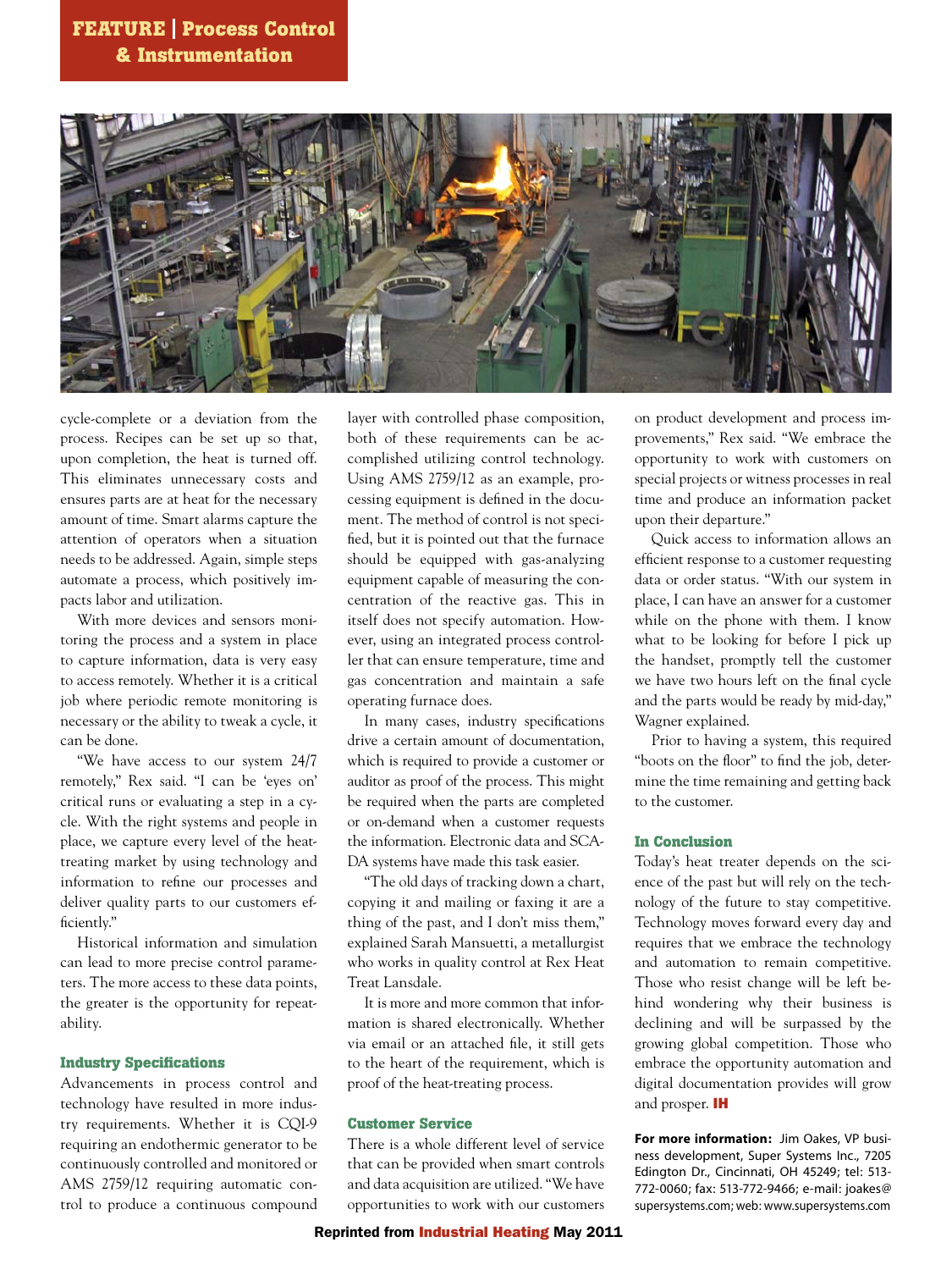cycle-complete or a deviation from the process. Recipes can be set up so that, upon completion, the heat is turned off. This eliminates unnecessary costs and ensures parts are at heat for the necessary amount of time. Smart alarms capture the attention of operators when a situation needs to be addressed. Again, simple steps automate a process, which positively impacts labor and utilization.

With more devices and sensors monitoring the process and a system in place to capture information, data is very easy to access remotely. Whether it is a critical job where periodic remote monitoring is necessary or the ability to tweak a cycle, it can be done.

"We have access to our system 24/7 remotely," Rex said. "I can be 'eyes on' critical runs or evaluating a step in a cycle. With the right systems and people in place, we capture every level of the heat-treating market by using technology and information to refine our processes and deliver quality parts to our customers efficiently."

Historical information and simulation can lead to more precise control parameters. The more access to these data points, the greater is the opportunity for repeatability.

### Industry Specifications

Advancements in process control and technology have resulted in more industry requirements. Whether it is CQI-9 requiring an endothermic generator to be continuously controlled and monitored or AMS 2759/12 requiring automatic control to produce a continuous compound layer with controlled phase composition, both of these requirements can be accomplished utilizing control technology. Using AMS 2759/12 as an example, processing equipment is defined in the document. The method of control is not specified, but it is pointed out that the furnace should be equipped with gas-analyzing equipment capable of measuring the concentration of the reactive gas. This in itself does not specify automation. However, using an integrated process controller that can ensure temperature, time and gas concentration and maintain a safe operating furnace does.

In many cases, industry specifications drive a certain amount of documentation, which is required to provide a customer or auditor as proof of the process. This might be required when the parts are completed or on-demand when a customer requests the information. Electronic data and SCADA systems have made this task easier.

"The old days of tracking down a chart, copying it and mailing or faxing it are a thing of the past, and I don't miss them," explained Sarah Mansuetti, a metallurgist who works in quality control at Rex Heat Treat Lansdale.

It is more and more common that information is shared electronically. Whether via email or an attached file, it still gets to the heart of the requirement, which is proof of the heat-treating process.

### Customer Service

There is a whole different level of service that can be provided when smart controls and data acquisition are utilized. "We have opportunities to work with our customers on product development and process improvements," Rex said. "We embrace the opportunity to work with customers on special projects or witness processes in real time and produce an information packet upon their departure."

Quick access to information allows an efficient response to a customer requesting data or order status. "With our system in place, I can have an answer for a customer while on the phone with them. I know what to be looking for before I pick up the handset, promptly tell the customer we have two hours left on the final cycle and the parts would be ready by mid-day," Wagner explained.

Prior to having a system, this required "boots on the floor" to find the job, determine the time remaining and getting back to the customer.

### In Conclusion

Today's heat treater depends on the science of the past but will rely on the technology of the future to stay competitive. Technology moves forward every day and requires that we embrace the technology and automation to remain competitive. Those who resist change will be left behind wondering why their business is declining and will be surpassed by the growing global competition. Those who embrace the opportunity automation and digital documentation provides will grow and prosper. **IH**

**For more information:** Jim Oakes, VP business development, Super Systems Inc., 7205 Edington Dr., Cincinnati, OH 45249; tel: 513-772-0060; fax: 513-772-9466; e-mail: joakes@supersystems.com; web: www.supersystems.com

Reprinted from Industrial Heating May 2011